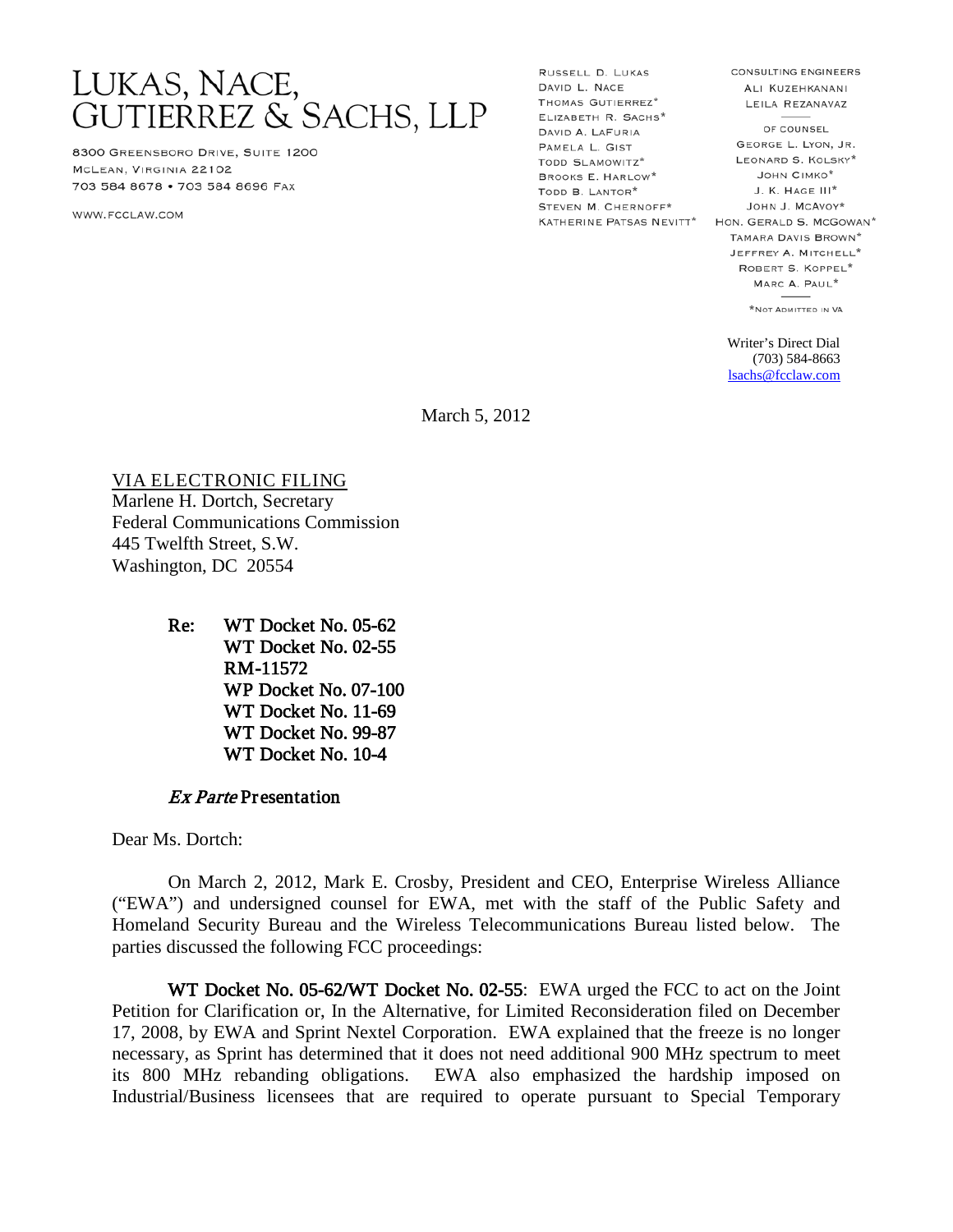# LUKAS, NACE, GUTIERREZ & SACHS, LLP

8300 GREENSBORO DRIVE, SUITE 1200
MCLEAN, VIRGINIA 22102
703 584 8678 • 703 584 8696 FAX

WWW.FCCLAW.COM

RUSSELL D. LUKAS
DAVID L. NACE
THOMAS GUTIERREZ*
ELIZABETH R. SACHS*
DAVID A. LAFURIA
PAMELA L. GIST
TODD SLAMOWITZ*
BROOKS E. HARLOW*
TODD B. LANTOR*
STEVEN M. CHERNOFF*
KATHERINE PATSAS NEVITT*

CONSULTING ENGINEERS
ALI KUZEHKANANI
LEILA REZANAVAZ

OF COUNSEL
GEORGE L. LYON, JR.
LEONARD S. KOLSKY*
JOHN CIMKO*
J. K. HAGE III*
JOHN J. MCAVOY*
HON. GERALD S. MCGOWAN*
TAMARA DAVIS BROWN*
JEFFREY A. MITCHELL*
ROBERT S. KOPPEL*
MARC A. PAUL*

*NOT ADMITTED IN VA

Writer's Direct Dial
(703) 584-8663
lsachs@fcclaw.com

March 5, 2012

VIA ELECTRONIC FILING
Marlene H. Dortch, Secretary
Federal Communications Commission
445 Twelfth Street, S.W.
Washington, DC 20554

**Re: WT Docket No. 05-62**
**WT Docket No. 02-55**
**RM-11572**
**WP Docket No. 07-100**
**WT Docket No. 11-69**
**WT Docket No. 99-87**
**WT Docket No. 10-4**

***Ex Parte* Presentation**

Dear Ms. Dortch:

On March 2, 2012, Mark E. Crosby, President and CEO, Enterprise Wireless Alliance ("EWA") and undersigned counsel for EWA, met with the staff of the Public Safety and Homeland Security Bureau and the Wireless Telecommunications Bureau listed below. The parties discussed the following FCC proceedings:

**WT Docket No. 05-62/WT Docket No. 02-55**: EWA urged the FCC to act on the Joint Petition for Clarification or, In the Alternative, for Limited Reconsideration filed on December 17, 2008, by EWA and Sprint Nextel Corporation. EWA explained that the freeze is no longer necessary, as Sprint has determined that it does not need additional 900 MHz spectrum to meet its 800 MHz rebanding obligations. EWA also emphasized the hardship imposed on Industrial/Business licensees that are required to operate pursuant to Special Temporary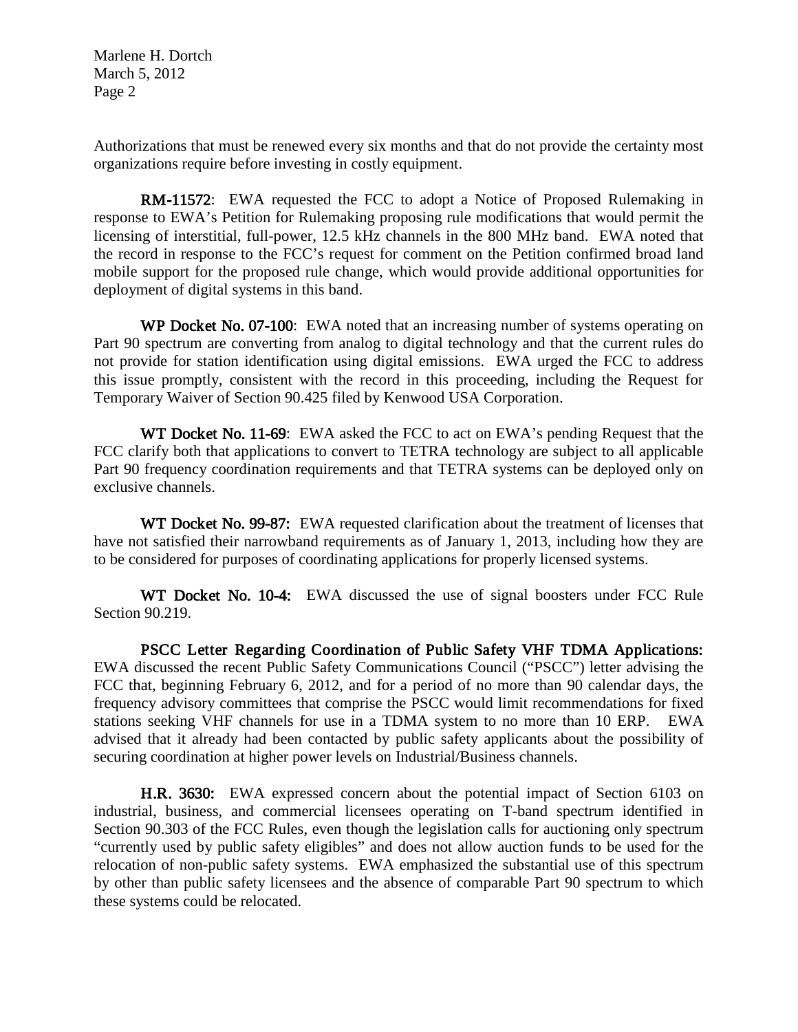Authorizations that must be renewed every six months and that do not provide the certainty most organizations require before investing in costly equipment.

**RM-11572**: EWA requested the FCC to adopt a Notice of Proposed Rulemaking in response to EWA's Petition for Rulemaking proposing rule modifications that would permit the licensing of interstitial, full-power, 12.5 kHz channels in the 800 MHz band. EWA noted that the record in response to the FCC's request for comment on the Petition confirmed broad land mobile support for the proposed rule change, which would provide additional opportunities for deployment of digital systems in this band.

**WP Docket No. 07-100**: EWA noted that an increasing number of systems operating on Part 90 spectrum are converting from analog to digital technology and that the current rules do not provide for station identification using digital emissions. EWA urged the FCC to address this issue promptly, consistent with the record in this proceeding, including the Request for Temporary Waiver of Section 90.425 filed by Kenwood USA Corporation.

**WT Docket No. 11-69**: EWA asked the FCC to act on EWA's pending Request that the FCC clarify both that applications to convert to TETRA technology are subject to all applicable Part 90 frequency coordination requirements and that TETRA systems can be deployed only on exclusive channels.

**WT Docket No. 99-87:** EWA requested clarification about the treatment of licenses that have not satisfied their narrowband requirements as of January 1, 2013, including how they are to be considered for purposes of coordinating applications for properly licensed systems.

**WT Docket No. 10-4:** EWA discussed the use of signal boosters under FCC Rule Section 90.219.

**PSCC Letter Regarding Coordination of Public Safety VHF TDMA Applications:** EWA discussed the recent Public Safety Communications Council ("PSCC") letter advising the FCC that, beginning February 6, 2012, and for a period of no more than 90 calendar days, the frequency advisory committees that comprise the PSCC would limit recommendations for fixed stations seeking VHF channels for use in a TDMA system to no more than 10 ERP. EWA advised that it already had been contacted by public safety applicants about the possibility of securing coordination at higher power levels on Industrial/Business channels.

**H.R. 3630:** EWA expressed concern about the potential impact of Section 6103 on industrial, business, and commercial licensees operating on T-band spectrum identified in Section 90.303 of the FCC Rules, even though the legislation calls for auctioning only spectrum "currently used by public safety eligibles" and does not allow auction funds to be used for the relocation of non-public safety systems. EWA emphasized the substantial use of this spectrum by other than public safety licensees and the absence of comparable Part 90 spectrum to which these systems could be relocated.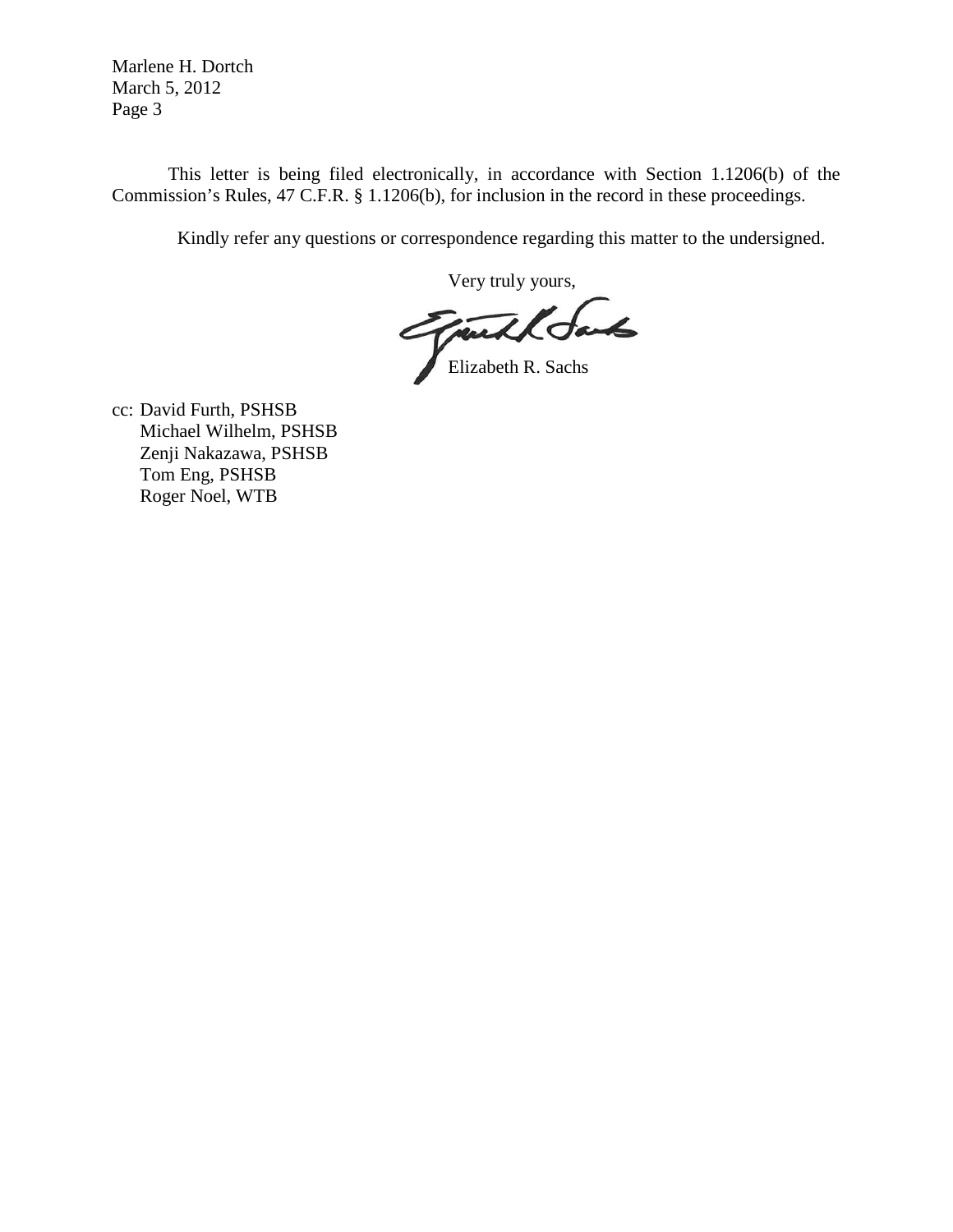This letter is being filed electronically, in accordance with Section 1.1206(b) of the Commission's Rules, 47 C.F.R. § 1.1206(b), for inclusion in the record in these proceedings.

Kindly refer any questions or correspondence regarding this matter to the undersigned.

Very truly yours,

Elizabeth R. Sachs

cc: David Furth, PSHSB
Michael Wilhelm, PSHSB
Zenji Nakazawa, PSHSB
Tom Eng, PSHSB
Roger Noel, WTB